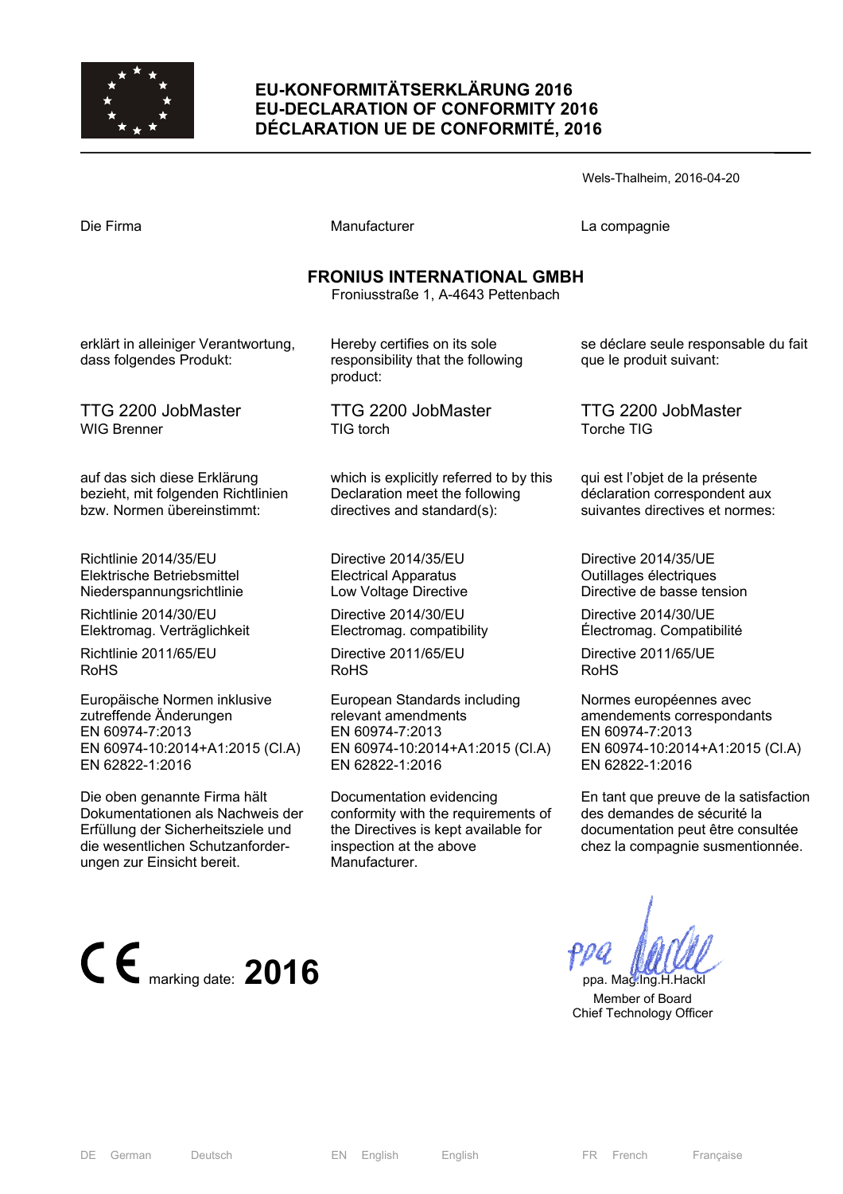# EU-KONFORMITÄTSERKLÄRUNG 2016
# EU-DECLARATION OF CONFORMITY 2016
# DÉCLARATION UE DE CONFORMITÉ, 2016

Wels-Thalheim, 2016-04-20

| Die Firma | Manufacturer | La compagnie |
|---|---|---|

**FRONIUS INTERNATIONAL GMBH**
Froniusstraße 1, A-4643 Pettenbach

| | | |
|---|---|---|
| erklärt in alleiniger Verantwortung, dass folgendes Produkt: | Hereby certifies on its sole responsibility that the following product: | se déclare seule responsable du fait que le produit suivant: |
| TTG 2200 JobMaster<br>WIG Brenner | TTG 2200 JobMaster<br>TIG torch | TTG 2200 JobMaster<br>Torche TIG |
| auf das sich diese Erklärung bezieht, mit folgenden Richtlinien bzw. Normen übereinstimmt: | which is explicitly referred to by this Declaration meet the following directives and standard(s): | qui est l'objet de la présente déclaration correspondent aux suivantes directives et normes: |
| Richtlinie 2014/35/EU<br>Elektrische Betriebsmittel Niederspannungsrichtlinie | Directive 2014/35/EU<br>Electrical Apparatus<br>Low Voltage Directive | Directive 2014/35/UE<br>Outillages électriques<br>Directive de basse tension |
| Richtlinie 2014/30/EU<br>Elektromag. Verträglichkeit | Directive 2014/30/EU<br>Electromag. compatibility | Directive 2014/30/UE<br>Électromag. Compatibilité |
| Richtlinie 2011/65/EU<br>RoHS | Directive 2011/65/EU<br>RoHS | Directive 2011/65/UE<br>RoHS |
| Europäische Normen inklusive zutreffende Änderungen<br>EN 60974-7:2013<br>EN 60974-10:2014+A1:2015 (Cl.A)<br>EN 62822-1:2016 | European Standards including relevant amendments<br>EN 60974-7:2013<br>EN 60974-10:2014+A1:2015 (Cl.A)<br>EN 62822-1:2016 | Normes européennes avec amendements correspondants<br>EN 60974-7:2013<br>EN 60974-10:2014+A1:2015 (Cl.A)<br>EN 62822-1:2016 |
| Die oben genannte Firma hält Dokumentationen als Nachweis der Erfüllung der Sicherheitsziele und die wesentlichen Schutzanforder-ungen zur Einsicht bereit. | Documentation evidencing conformity with the requirements of the Directives is kept available for inspection at the above Manufacturer. | En tant que preuve de la satisfaction des demandes de sécurité la documentation peut être consultée chez la compagnie susmentionnée. |

CE marking date: **2016**

ppa. Mag.Ing.H.Hackl
Member of Board
Chief Technology Officer

DE German Deutsch EN English English FR French Française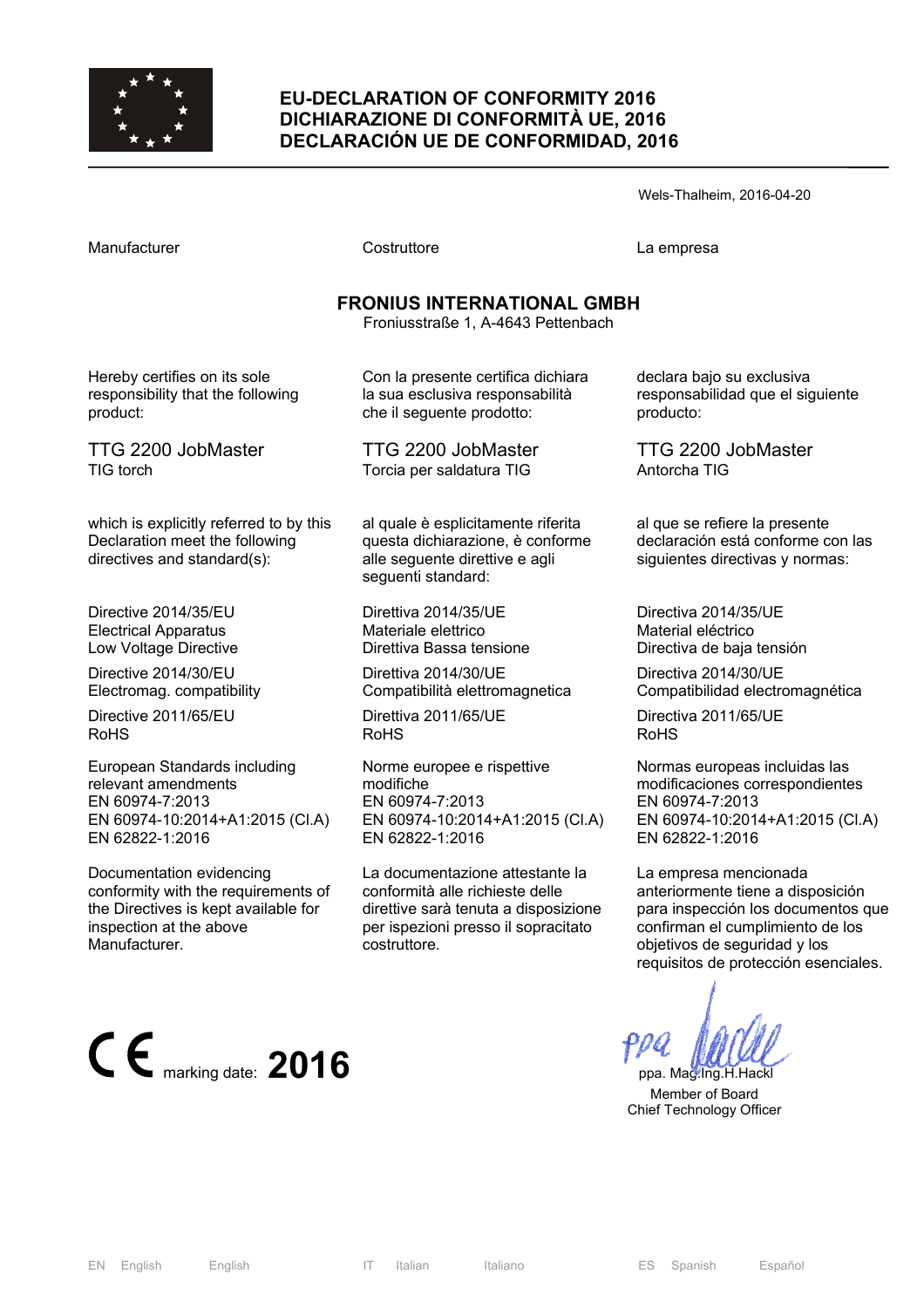# EU-DECLARATION OF CONFORMITY 2016
# DICHIARAZIONE DI CONFORMITÀ UE, 2016
# DECLARACIÓN UE DE CONFORMIDAD, 2016

Wels-Thalheim, 2016-04-20

| Manufacturer | Costruttore | La empresa |
|---|---|---|

**FRONIUS INTERNATIONAL GMBH**
Froniusstraße 1, A-4643 Pettenbach

| | | |
|---|---|---|
| Hereby certifies on its sole responsibility that the following product: | Con la presente certifica dichiara la sua esclusiva responsabilità che il seguente prodotto: | declara bajo su exclusiva responsabilidad que el siguiente producto: |
| TTG 2200 JobMaster<br>TIG torch | TTG 2200 JobMaster<br>Torcia per saldatura TIG | TTG 2200 JobMaster<br>Antorcha TIG |
| which is explicitly referred to by this Declaration meet the following directives and standard(s): | al quale è esplicitamente riferita questa dichiarazione, è conforme alle seguente direttive e agli seguenti standard: | al que se refiere la presente declaración está conforme con las siguientes directivas y normas: |
| Directive 2014/35/EU<br>Electrical Apparatus<br>Low Voltage Directive | Direttiva 2014/35/UE<br>Materiale elettrico<br>Direttiva Bassa tensione | Directiva 2014/35/UE<br>Material eléctrico<br>Directiva de baja tensión |
| Directive 2014/30/EU<br>Electromag. compatibility | Direttiva 2014/30/UE<br>Compatibilità elettromagnetica | Directiva 2014/30/UE<br>Compatibilidad electromagnética |
| Directive 2011/65/EU<br>RoHS | Direttiva 2011/65/UE<br>RoHS | Directiva 2011/65/UE<br>RoHS |
| European Standards including relevant amendments<br>EN 60974-7:2013<br>EN 60974-10:2014+A1:2015 (Cl.A)<br>EN 62822-1:2016 | Norme europee e rispettive modifiche<br>EN 60974-7:2013<br>EN 60974-10:2014+A1:2015 (Cl.A)<br>EN 62822-1:2016 | Normas europeas incluidas las modificaciones correspondientes<br>EN 60974-7:2013<br>EN 60974-10:2014+A1:2015 (Cl.A)<br>EN 62822-1:2016 |
| Documentation evidencing conformity with the requirements of the Directives is kept available for inspection at the above Manufacturer. | La documentazione attestante la conformità alle richieste delle direttive sarà tenuta a disposizione per ispezioni presso il sopracitato costruttore. | La empresa mencionada anteriormente tiene a disposición para inspección los documentos que confirman el cumplimiento de los objetivos de seguridad y los requisitos de protección esenciales. |

CE marking date: **2016**

ppa. Mag.Ing.H.Hackl
Member of Board
Chief Technology Officer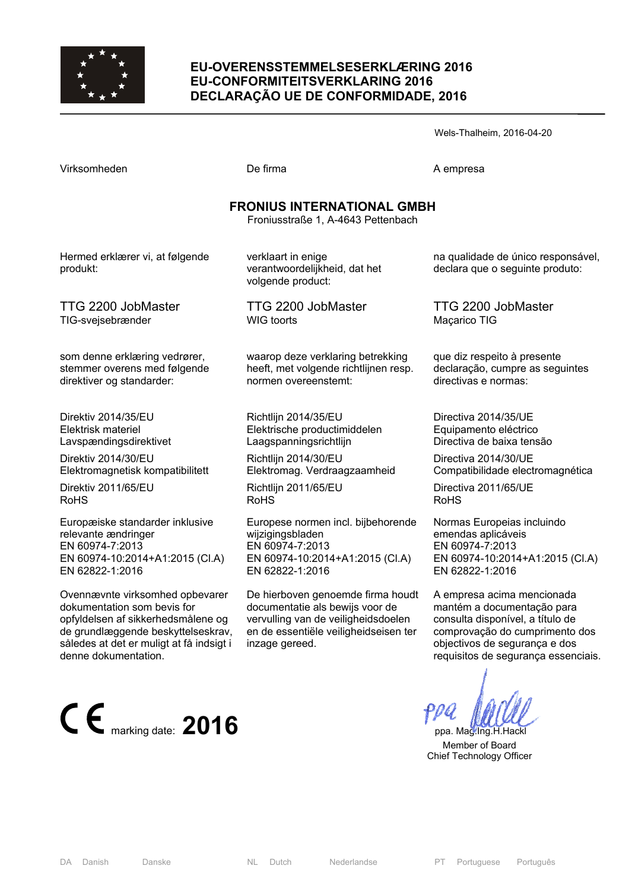# EU-OVERENSSTEMMELSESERKLÆRING 2016
# EU-CONFORMITEITSVERKLARING 2016
# DECLARAÇÃO UE DE CONFORMIDADE, 2016

Wels-Thalheim, 2016-04-20

Virksomheden

De firma

A empresa

**FRONIUS INTERNATIONAL GMBH**
Froniusstraße 1, A-4643 Pettenbach

---

**Danish (DA)**

Hermed erklærer vi, at følgende produkt:

TTG 2200 JobMaster
TIG-svejsebrænder

som denne erklæring vedrører, stemmer overens med følgende direktiver og standarder:

Direktiv 2014/35/EU
Elektrisk materiel
Lavspændingsdirektivet

Direktiv 2014/30/EU
Elektromagnetisk kompatibilitett

Direktiv 2011/65/EU
RoHS

Europæiske standarder inklusive relevante ændringer
EN 60974-7:2013
EN 60974-10:2014+A1:2015 (Cl.A)
EN 62822-1:2016

Ovennævnte virksomhed opbevarer dokumentation som bevis for opfyldelsen af sikkerhedsmålene og de grundlæggende beskyttelseskrav, således at det er muligt at få indsigt i denne dokumentation.

---

**Dutch (NL)**

verklaart in enige verantwoordelijkheid, dat het volgende product:

TTG 2200 JobMaster
WIG toorts

waarop deze verklaring betrekking heeft, met volgende richtlijnen resp. normen overeenstemt:

Richtlijn 2014/35/EU
Elektrische productimiddelen
Laagspanningsrichtlijn

Richtlijn 2014/30/EU
Elektromag. Verdraagzaamheid

Richtlijn 2011/65/EU
RoHS

Europese normen incl. bijbehorende wijzigingsbladen
EN 60974-7:2013
EN 60974-10:2014+A1:2015 (Cl.A)
EN 62822-1:2016

De hierboven genoemde firma houdt documentatie als bewijs voor de vervulling van de veiligheidsdoelen en de essentiële veiligheidseisen ter inzage gereed.

---

**Portuguese (PT)**

na qualidade de único responsável, declara que o seguinte produto:

TTG 2200 JobMaster
Maçarico TIG

que diz respeito à presente declaração, cumpre as seguintes directivas e normas:

Directiva 2014/35/UE
Equipamento eléctrico
Directiva de baixa tensão

Directiva 2014/30/UE
Compatibilidade electromagnética

Directiva 2011/65/UE
RoHS

Normas Europeias incluindo emendas aplicáveis
EN 60974-7:2013
EN 60974-10:2014+A1:2015 (Cl.A)
EN 62822-1:2016

A empresa acima mencionada mantém a documentação para consulta disponível, a título de comprovação do cumprimento dos objectivos de segurança e dos requisitos de segurança essenciais.

---

CE marking date: **2016**

ppa. Mag.Ing.H.Hackl
Member of Board
Chief Technology Officer

DA Danish Danske | NL Dutch Nederlandse | PT Portuguese Português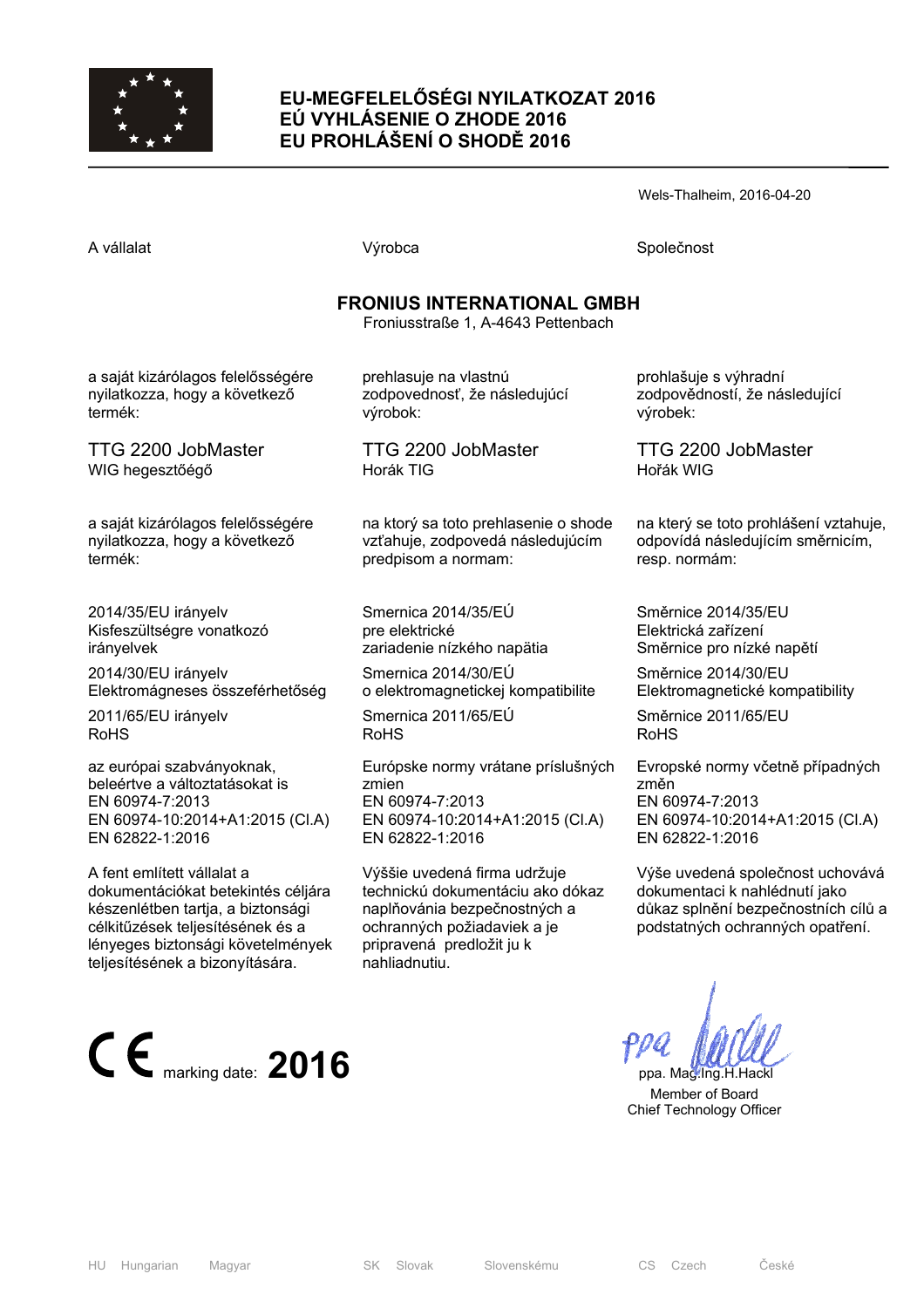# EU-MEGFELELŐSÉGI NYILATKOZAT 2016
# EÚ VYHLÁSENIE O ZHODE 2016
# EU PROHLÁŠENÍ O SHODĚ 2016

Wels-Thalheim, 2016-04-20

A vállalat

Výrobca

Společnost

**FRONIUS INTERNATIONAL GMBH**
Froniusstraße 1, A-4643 Pettenbach

---

**HU**

a saját kizárólagos felelősségére nyilatkozza, hogy a következő termék:

TTG 2200 JobMaster
WIG hegesztőégő

a saját kizárólagos felelősségére nyilatkozza, hogy a következő termék:

2014/35/EU irányelv
Kisfeszültségre vonatkozó irányelvek

2014/30/EU irányelv
Elektromágneses összeférhetőség

2011/65/EU irányelv
RoHS

az európai szabványoknak, beleértve a változtatásokat is
EN 60974-7:2013
EN 60974-10:2014+A1:2015 (Cl.A)
EN 62822-1:2016

A fent említett vállalat a dokumentációkat betekintés céljára készenlétben tartja, a biztonsági célkitűzések teljesítésének és a lényeges biztonsági követelmények teljesítésének a bizonyítására.

---

**SK**

prehlasuje na vlastnú zodpovednosť, že následujúcí výrobok:

TTG 2200 JobMaster
Horák TIG

na ktorý sa toto prehlasenie o shode vzťahuje, zodpovedá následujúcím predpisom a normam:

Smernica 2014/35/EÚ
pre elektrické zariadenie nízkého napätia

Smernica 2014/30/EÚ
o elektromagnetickej kompatibilite

Smernica 2011/65/EÚ
RoHS

Európske normy vrátane príslušných zmien
EN 60974-7:2013
EN 60974-10:2014+A1:2015 (Cl.A)
EN 62822-1:2016

Výššie uvedená firma udržuje technickú dokumentáciu ako dókaz naplňovánia bezpečnostných a ochranných požiadaviek a je pripravená predložit ju k nahliadnutiu.

---

**CS**

prohlašuje s výhradní zodpovědností, že následující výrobek:

TTG 2200 JobMaster
Hořák WIG

na který se toto prohlášení vztahuje, odpovídá následujícím směrnicím, resp. normám:

Směrnice 2014/35/EU
Elektrická zařízení
Směrnice pro nízké napětí

Směrnice 2014/30/EU
Elektromagnetické kompatibility

Směrnice 2011/65/EU
RoHS

Evropské normy včetně případných změn
EN 60974-7:2013
EN 60974-10:2014+A1:2015 (Cl.A)
EN 62822-1:2016

Výše uvedená společnost uchovává dokumentaci k nahlédnutí jako důkaz splnění bezpečnostních cílů a podstatných ochranných opatření.

---

CE marking date: **2016**

ppa. Mag.Ing.H.Hackl
Member of Board
Chief Technology Officer

HU Hungarian Magyar — SK Slovak Slovenskému — CS Czech České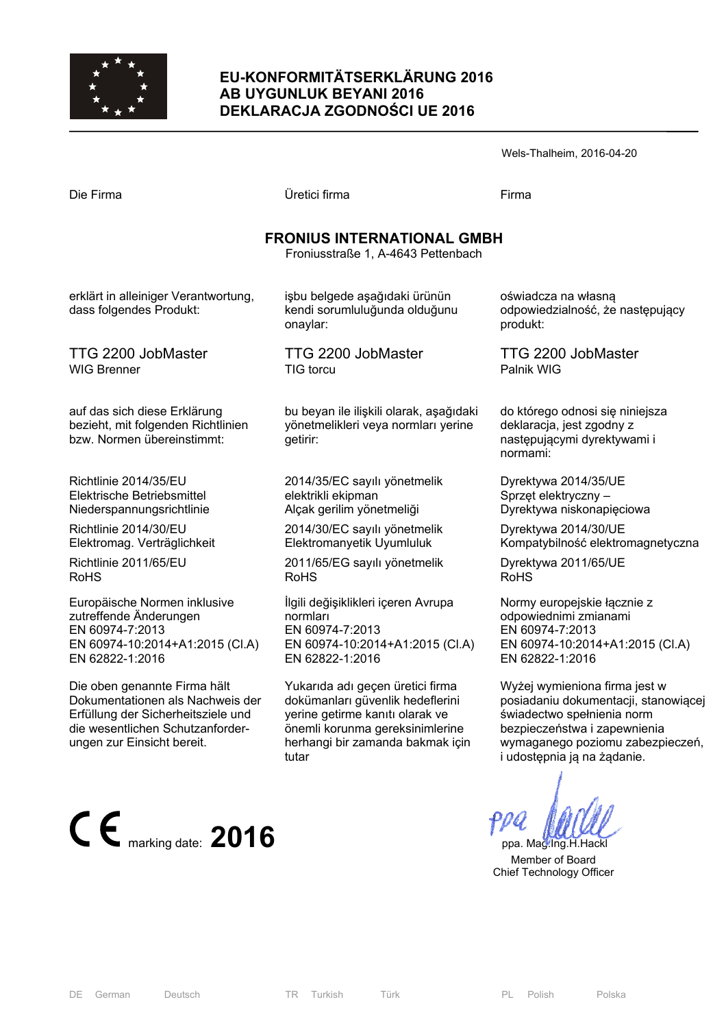# EU-KONFORMITÄTSERKLÄRUNG 2016
# AB UYGUNLUK BEYANI 2016
# DEKLARACJA ZGODNOŚCI UE 2016

Wels-Thalheim, 2016-04-20

Die Firma

**FRONIUS INTERNATIONAL GMBH**
Froniusstraße 1, A-4643 Pettenbach

erklärt in alleiniger Verantwortung, dass folgendes Produkt:

TTG 2200 JobMaster
WIG Brenner

auf das sich diese Erklärung bezieht, mit folgenden Richtlinien bzw. Normen übereinstimmt:

Richtlinie 2014/35/EU
Elektrische Betriebsmittel Niederspannungsrichtlinie

Richtlinie 2014/30/EU
Elektromag. Verträglichkeit

Richtlinie 2011/65/EU
RoHS

Europäische Normen inklusive zutreffende Änderungen
EN 60974-7:2013
EN 60974-10:2014+A1:2015 (Cl.A)
EN 62822-1:2016

Die oben genannte Firma hält Dokumentationen als Nachweis der Erfüllung der Sicherheitsziele und die wesentlichen Schutzanforderungen zur Einsicht bereit.

Üretici firma

**FRONIUS INTERNATIONAL GMBH**
Froniusstraße 1, A-4643 Pettenbach

işbu belgede aşağıdaki ürünün kendi sorumluluğunda olduğunu onaylar:

TTG 2200 JobMaster
TIG torcu

bu beyan ile ilişkili olarak, aşağıdaki yönetmelikleri veya normları yerine getirir:

2014/35/EC sayılı yönetmelik
elektrikli ekipman
Alçak gerilim yönetmeliği

2014/30/EC sayılı yönetmelik
Elektromanyetik Uyumluluk

2011/65/EG sayılı yönetmelik
RoHS

İlgili değişiklikleri içeren Avrupa normları
EN 60974-7:2013
EN 60974-10:2014+A1:2015 (Cl.A)
EN 62822-1:2016

Yukarıda adı geçen üretici firma dokümanları güvenlik hedeflerini yerine getirme kanıtı olarak ve önemli korunma gereksinimlerine herhangi bir zamanda bakmak için tutar

Firma

**FRONIUS INTERNATIONAL GMBH**
Froniusstraße 1, A-4643 Pettenbach

oświadcza na własną odpowiedzialność, że następujący produkt:

TTG 2200 JobMaster
Palnik WIG

do którego odnosi się niniejsza deklaracja, jest zgodny z następującymi dyrektywami i normami:

Dyrektywa 2014/35/UE
Sprzęt elektryczny – Dyrektywa niskonapięciowa

Dyrektywa 2014/30/UE
Kompatybilność elektromagnetyczna

Dyrektywa 2011/65/UE
RoHS

Normy europejskie łącznie z odpowiednimi zmianami
EN 60974-7:2013
EN 60974-10:2014+A1:2015 (Cl.A)
EN 62822-1:2016

Wyżej wymieniona firma jest w posiadaniu dokumentacji, stanowiącej świadectwo spełnienia norm bezpieczeństwa i zapewnienia wymaganego poziomu zabezpieczeń, i udostępnia ją na żądanie.

CE marking date: **2016**

ppa. Mag.Ing.H.Hackl
Member of Board
Chief Technology Officer

DE German Deutsch | TR Turkish Türk | PL Polish Polska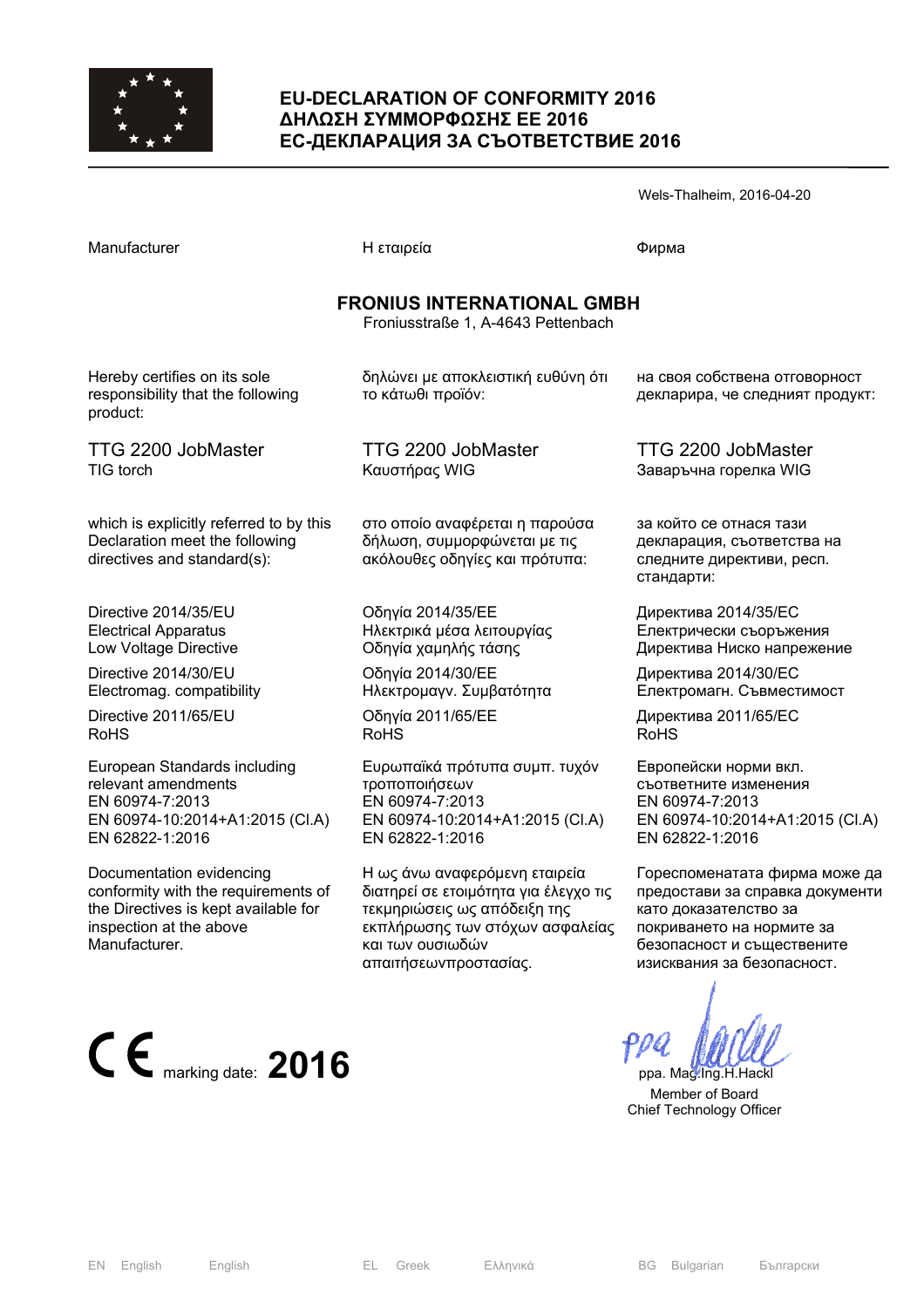# EU-DECLARATION OF CONFORMITY 2016
# ΔΗΛΩΣΗ ΣΥΜΜΟΡΦΩΣΗΣ ΕΕ 2016
# ЕС-ДЕКЛАРАЦИЯ ЗА СЪОТВЕТСТВИЕ 2016

Wels-Thalheim, 2016-04-20

Manufacturer

Η εταιρεία

Фирма

**FRONIUS INTERNATIONAL GMBH**
Froniusstraße 1, A-4643 Pettenbach

| | | |
|---|---|---|
| Hereby certifies on its sole responsibility that the following product: | δηλώνει με αποκλειστική ευθύνη ότι το κάτωθι προϊόν: | на своя собствена отговорност декларира, че следният продукт: |
| TTG 2200 JobMaster<br>TIG torch | TTG 2200 JobMaster<br>Καυστήρας WIG | TTG 2200 JobMaster<br>Заваръчна горелка WIG |
| which is explicitly referred to by this Declaration meet the following directives and standard(s): | στο οποίο αναφέρεται η παρούσα δήλωση, συμμορφώνεται με τις ακόλουθες οδηγίες και πρότυπα: | за който се отнася тази декларация, съответства на следните директиви, респ. стандарти: |
| Directive 2014/35/EU<br>Electrical Apparatus<br>Low Voltage Directive | Οδηγία 2014/35/ΕΕ<br>Ηλεκτρικά μέσα λειτουργίας<br>Οδηγία χαμηλής τάσης | Директива 2014/35/ЕС<br>Електрически съоръжения<br>Директива Ниско напрежение |
| Directive 2014/30/EU<br>Electromag. compatibility | Οδηγία 2014/30/ΕΕ<br>Ηλεκτρομαγν. Συμβατότητα | Директива 2014/30/ЕС<br>Електромагн. Съвместимост |
| Directive 2011/65/EU<br>RoHS | Οδηγία 2011/65/ΕΕ<br>RoHS | Директива 2011/65/ЕС<br>RoHS |
| European Standards including relevant amendments<br>EN 60974-7:2013<br>EN 60974-10:2014+A1:2015 (Cl.A)<br>EN 62822-1:2016 | Ευρωπαϊκά πρότυπα συμπ. τυχόν τροποποιήσεων<br>EN 60974-7:2013<br>EN 60974-10:2014+A1:2015 (Cl.A)<br>EN 62822-1:2016 | Европейски норми вкл. съответните изменения<br>EN 60974-7:2013<br>EN 60974-10:2014+A1:2015 (Cl.A)<br>EN 62822-1:2016 |
| Documentation evidencing conformity with the requirements of the Directives is kept available for inspection at the above Manufacturer. | Η ως άνω αναφερόμενη εταιρεία διατηρεί σε ετοιμότητα για έλεγχο τις τεκμηριώσεις ως απόδειξη της εκπλήρωσης των στόχων ασφαλείας και των ουσιωδών απαιτήσεωνπροστασίας. | Гореспоменатата фирма може да предостави за справка документи като доказателство за покриването на нормите за безопасност и съществените изисквания за безопасност. |

CE marking date: **2016**

ppa. Mag.Ing.H.Hackl
Member of Board
Chief Technology Officer